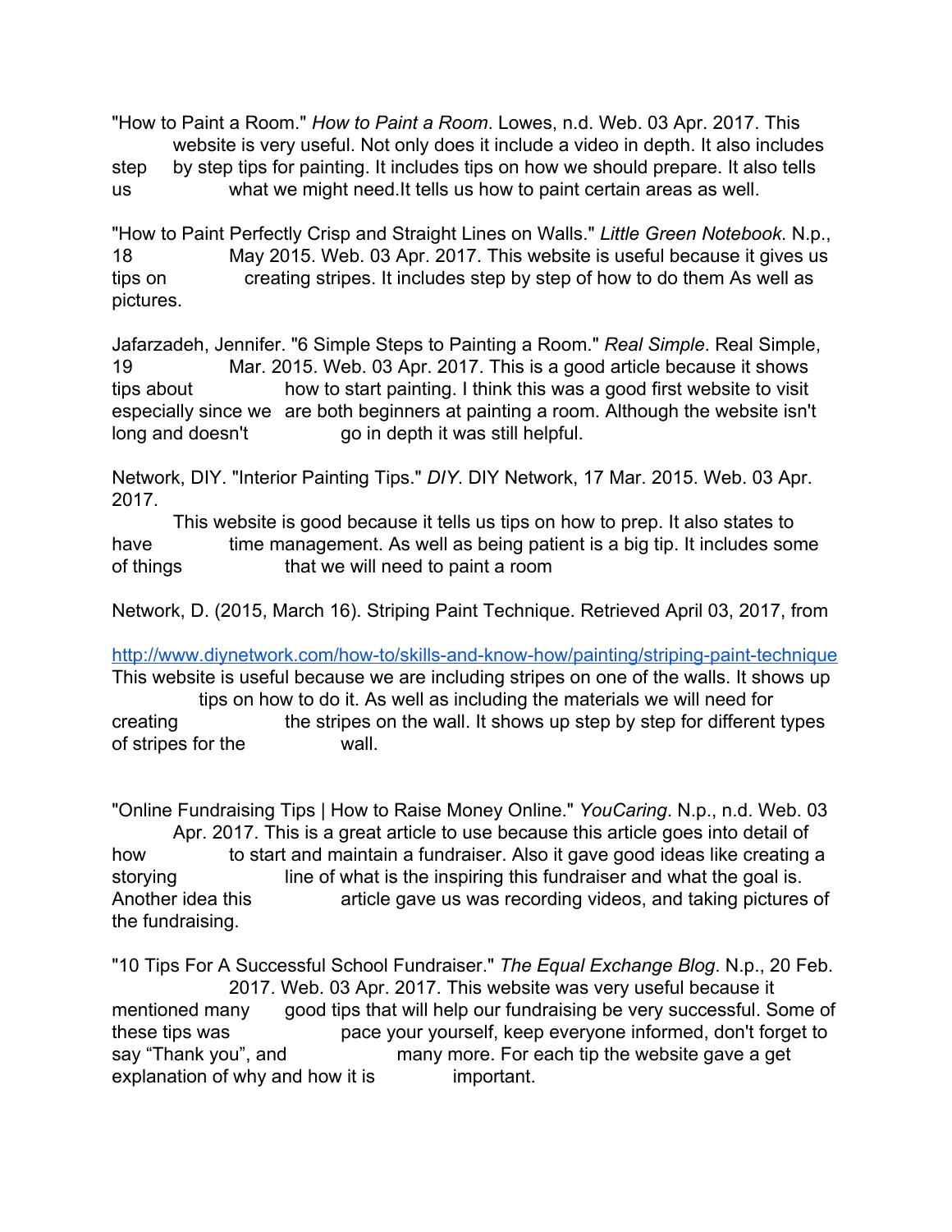"How to Paint a Room." *How to Paint a Room*. Lowes, n.d. Web. 03 Apr. 2017. This website is very useful. Not only does it include a video in depth. It also includes step by step tips for painting. It includes tips on how we should prepare. It also tells us what we might need.It tells us how to paint certain areas as well.

"How to Paint Perfectly Crisp and Straight Lines on Walls." *Little Green Notebook*. N.p., 18 May 2015. Web. 03 Apr. 2017. This website is useful because it gives us tips on creating stripes. It includes step by step of how to do them As well as pictures.

Jafarzadeh, Jennifer. "6 Simple Steps to Painting a Room." *Real Simple*. Real Simple, 19 Mar. 2015. Web. 03 Apr. 2017. This is a good article because it shows tips about how to start painting. I think this was a good first website to visit especially since we are both beginners at painting a room. Although the website isn't long and doesn't go in depth it was still helpful.

Network, DIY. "Interior Painting Tips." *DIY*. DIY Network, 17 Mar. 2015. Web. 03 Apr. 2017.
This website is good because it tells us tips on how to prep. It also states to have time management. As well as being patient is a big tip. It includes some of things that we will need to paint a room

Network, D. (2015, March 16). Striping Paint Technique. Retrieved April 03, 2017, from

[http://www.diynetwork.com/how-to/skills-and-know-how/painting/striping-paint-technique](http://www.diynetwork.com/how-to/skills-and-know-how/painting/striping-paint-technique)
This website is useful because we are including stripes on one of the walls. It shows up tips on how to do it. As well as including the materials we will need for creating the stripes on the wall. It shows up step by step for different types of stripes for the wall.

"Online Fundraising Tips | How to Raise Money Online." *YouCaring*. N.p., n.d. Web. 03 Apr. 2017. This is a great article to use because this article goes into detail of how to start and maintain a fundraiser. Also it gave good ideas like creating a storying line of what is the inspiring this fundraiser and what the goal is. Another idea this article gave us was recording videos, and taking pictures of the fundraising.

"10 Tips For A Successful School Fundraiser." *The Equal Exchange Blog*. N.p., 20 Feb. 2017. Web. 03 Apr. 2017. This website was very useful because it mentioned many good tips that will help our fundraising be very successful. Some of these tips was pace your yourself, keep everyone informed, don't forget to say "Thank you", and many more. For each tip the website gave a get explanation of why and how it is important.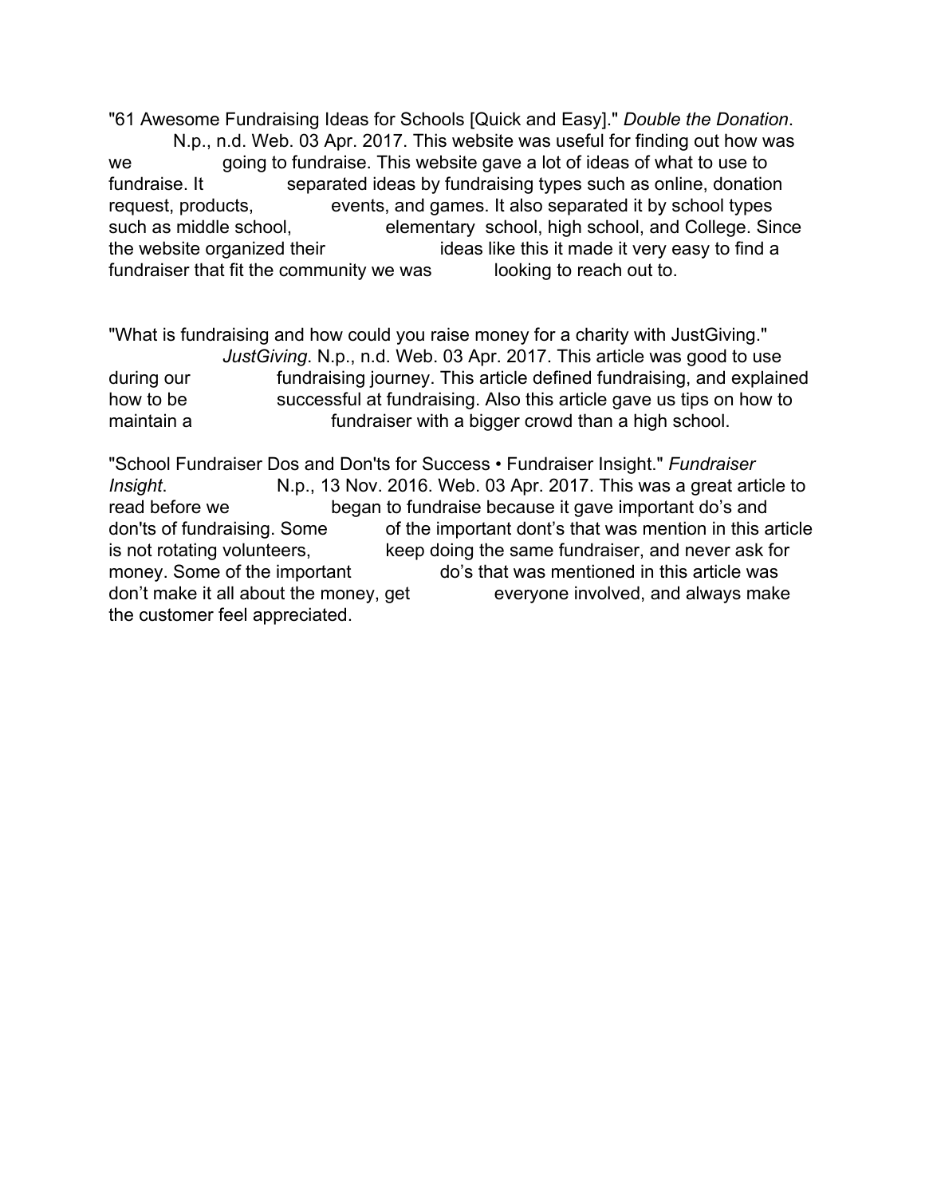"61 Awesome Fundraising Ideas for Schools [Quick and Easy]." *Double the Donation*. N.p., n.d. Web. 03 Apr. 2017. This website was useful for finding out how was we going to fundraise. This website gave a lot of ideas of what to use to fundraise. It separated ideas by fundraising types such as online, donation request, products, events, and games. It also separated it by school types such as middle school, elementary school, high school, and College. Since the website organized their ideas like this it made it very easy to find a fundraiser that fit the community we was looking to reach out to.

"What is fundraising and how could you raise money for a charity with JustGiving." *JustGiving*. N.p., n.d. Web. 03 Apr. 2017. This article was good to use during our fundraising journey. This article defined fundraising, and explained how to be successful at fundraising. Also this article gave us tips on how to maintain a fundraiser with a bigger crowd than a high school.

"School Fundraiser Dos and Don'ts for Success • Fundraiser Insight." *Fundraiser Insight*. N.p., 13 Nov. 2016. Web. 03 Apr. 2017. This was a great article to read before we began to fundraise because it gave important do's and don'ts of fundraising. Some of the important dont's that was mention in this article is not rotating volunteers, keep doing the same fundraiser, and never ask for money. Some of the important do's that was mentioned in this article was don't make it all about the money, get everyone involved, and always make the customer feel appreciated.